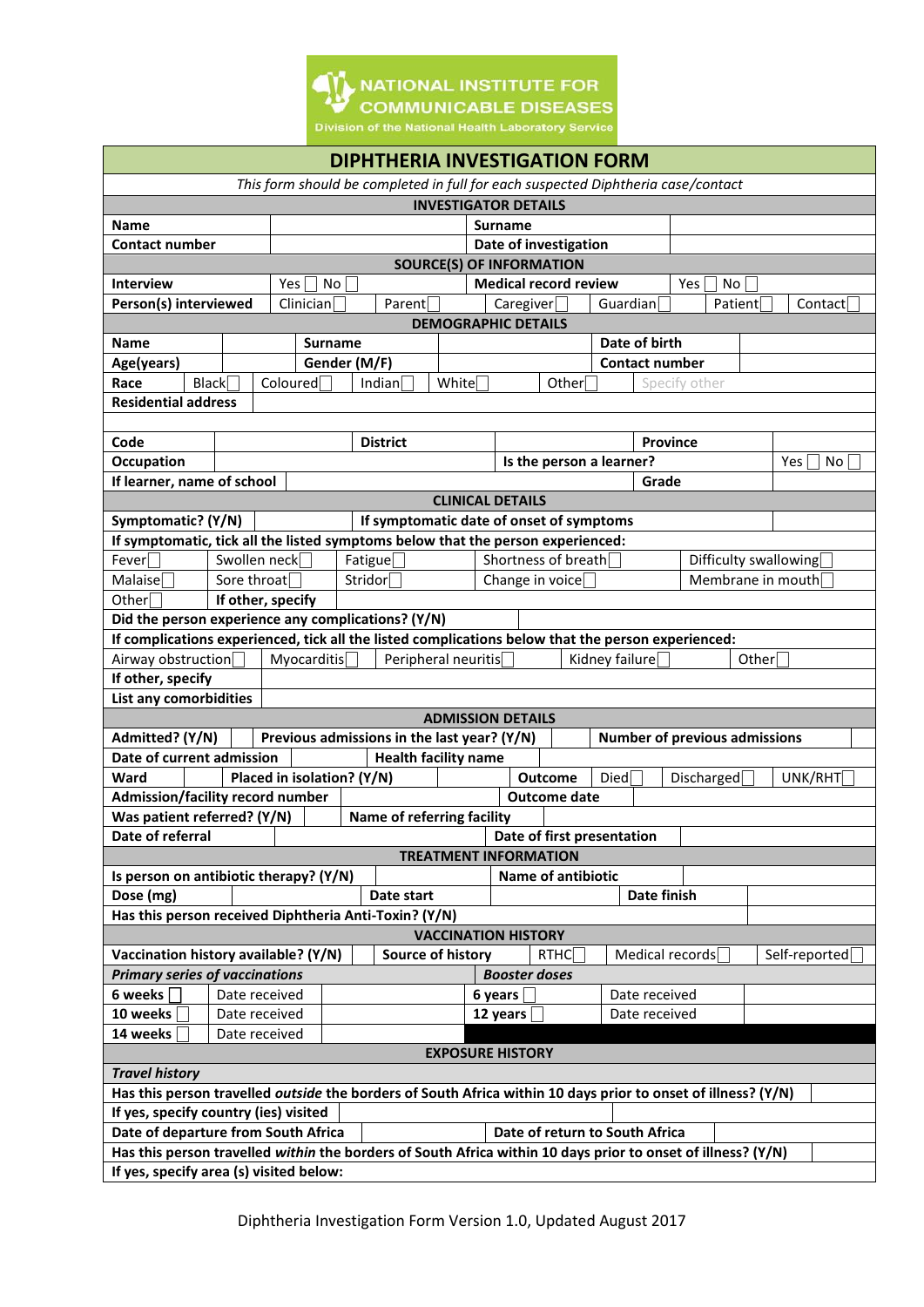NATIONAL INSTITUTE FOR COMMUNICABLE DISEASES
Division of the National Health Laboratory Service

# DIPHTHERIA INVESTIGATION FORM

*This form should be completed in full for each suspected Diphtheria case/contact*

## INVESTIGATOR DETAILS

| | | | |
|---|---|---|---|
| **Name** | | **Surname** | |
| **Contact number** | | **Date of investigation** | |

## SOURCE(S) OF INFORMATION

| | | | | | | |
|---|---|---|---|---|---|---|
| **Interview** | Yes ☐ No ☐ | | **Medical record review** | | Yes ☐ No ☐ | |
| **Person(s) interviewed** | Clinician ☐ | Parent ☐ | Caregiver ☐ | Guardian ☐ | Patient ☐ | Contact ☐ |

## DEMOGRAPHIC DETAILS

| | | | | | | |
|---|---|---|---|---|---|---|
| **Name** | | **Surname** | | | **Date of birth** | |
| **Age(years)** | | **Gender (M/F)** | | | **Contact number** | |
| **Race** | Black ☐ | Coloured ☐ | Indian ☐ | White ☐ | Other ☐ | Specify other |
| **Residential address** | | | | | | |
| | | | | | | |
| **Code** | | **District** | | | **Province** | |
| **Occupation** | | | **Is the person a learner?** | | | Yes ☐ No ☐ |
| **If learner, name of school** | | | | | **Grade** | |

## CLINICAL DETAILS

| | | | | |
|---|---|---|---|---|
| **Symptomatic? (Y/N)** | | **If symptomatic date of onset of symptoms** | | |
| **If symptomatic, tick all the listed symptoms below that the person experienced:** | | | | |
| Fever ☐ | Swollen neck ☐ | Fatigue ☐ | Shortness of breath ☐ | Difficulty swallowing ☐ |
| Malaise ☐ | Sore throat ☐ | Stridor ☐ | Change in voice ☐ | Membrane in mouth ☐ |
| Other ☐ | **If other, specify** | | | |
| **Did the person experience any complications? (Y/N)** | | | | |
| **If complications experienced, tick all the listed complications below that the person experienced:** | | | | |
| Airway obstruction ☐ | Myocarditis ☐ | Peripheral neuritis ☐ | Kidney failure ☐ | Other ☐ |
| **If other, specify** | | | | |
| **List any comorbidities** | | | | |

## ADMISSION DETAILS

| | | | | | | |
|---|---|---|---|---|---|---|
| **Admitted? (Y/N)** | | **Previous admissions in the last year? (Y/N)** | | **Number of previous admissions** | | |
| **Date of current admission** | | **Health facility name** | | | | |
| **Ward** | | **Placed in isolation? (Y/N)** | | **Outcome** | Died ☐ Discharged ☐ | UNK/RHT ☐ |
| **Admission/facility record number** | | | | **Outcome date** | | |
| **Was patient referred? (Y/N)** | | **Name of referring facility** | | | | |
| **Date of referral** | | | | **Date of first presentation** | | |

## TREATMENT INFORMATION

| | | | | | |
|---|---|---|---|---|---|
| **Is person on antibiotic therapy? (Y/N)** | | **Name of antibiotic** | | | |
| **Dose (mg)** | | **Date start** | | **Date finish** | |
| **Has this person received Diphtheria Anti-Toxin? (Y/N)** | | | | | |

## VACCINATION HISTORY

| | | | | | | |
|---|---|---|---|---|---|---|
| **Vaccination history available? (Y/N)** | | **Source of history** | RTHC ☐ | Medical records ☐ | | Self-reported ☐ |
| ***Primary series of vaccinations*** | | | ***Booster doses*** | | | |
| **6 weeks** ☐ | Date received | | **6 years** ☐ | Date received | | |
| **10 weeks** ☐ | Date received | | **12 years** ☐ | Date received | | |
| **14 weeks** ☐ | Date received | | | | | |

## EXPOSURE HISTORY

***Travel history***

| | | | |
|---|---|---|---|
| **Has this person travelled *outside* the borders of South Africa within 10 days prior to onset of illness? (Y/N)** | | | |
| **If yes, specify country (ies) visited** | | | |
| **Date of departure from South Africa** | | **Date of return to South Africa** | |
| **Has this person travelled *within* the borders of South Africa within 10 days prior to onset of illness? (Y/N)** | | | |
| **If yes, specify area (s) visited below:** | | | |

Diphtheria Investigation Form Version 1.0, Updated August 2017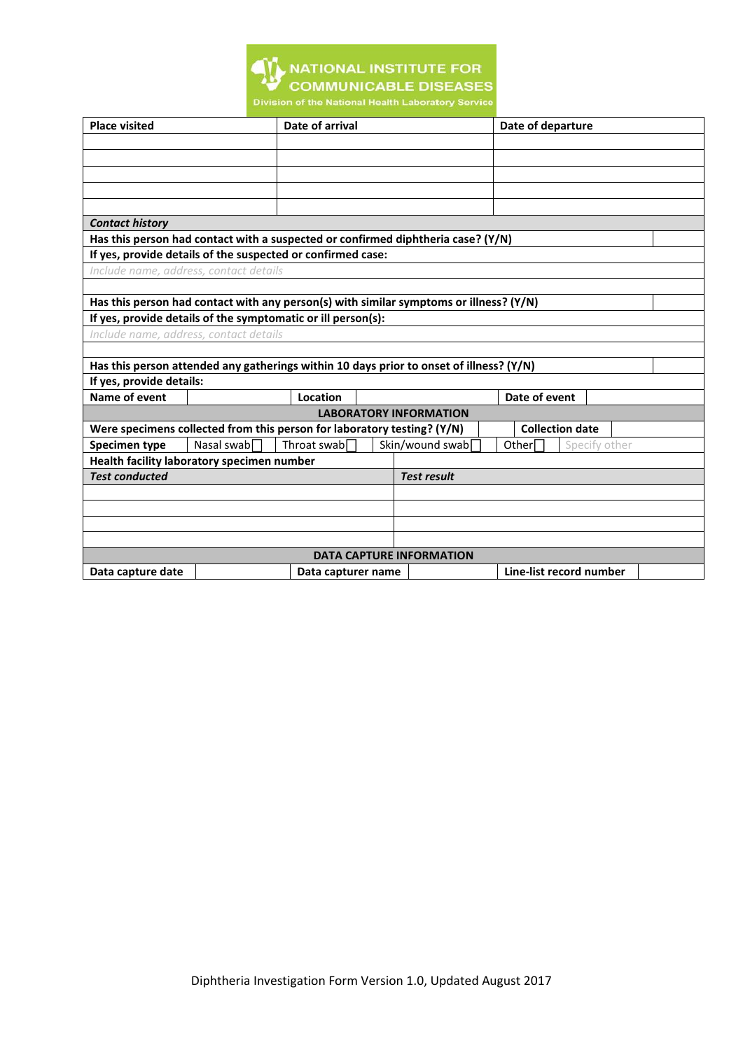NATIONAL INSTITUTE FOR COMMUNICABLE DISEASES
Division of the National Health Laboratory Service

| Place visited | Date of arrival | Date of departure |
|---|---|---|
| | | |
| | | |
| | | |
| | | |
| | | |

| | |
|---|---|
| ***Contact history*** | |
| **Has this person had contact with a suspected or confirmed diphtheria case? (Y/N)** | |
| **If yes, provide details of the suspected or confirmed case:** | |
| *Include name, address, contact details* | |
| | |
| **Has this person had contact with any person(s) with similar symptoms or illness? (Y/N)** | |
| **If yes, provide details of the symptomatic or ill person(s):** | |
| *Include name, address, contact details* | |
| | |
| **Has this person attended any gatherings within 10 days prior to onset of illness? (Y/N)** | |
| **If yes, provide details:** | |

| | | | | | |
|---|---|---|---|---|---|
| **Name of event** | | **Location** | | **Date of event** | |

**LABORATORY INFORMATION**

| | | | |
|---|---|---|---|
| **Were specimens collected from this person for laboratory testing? (Y/N)** | | **Collection date** | |

| | | | | | |
|---|---|---|---|---|---|
| **Specimen type** | Nasal swab☐ | Throat swab☐ | Skin/wound swab☐ | Other☐ | Specify other |

| | |
|---|---|
| **Health facility laboratory specimen number** | |
| ***Test conducted*** | ***Test result*** |
| | |
| | |
| | |
| | |

**DATA CAPTURE INFORMATION**

| | | | | | |
|---|---|---|---|---|---|
| **Data capture date** | | **Data capturer name** | | **Line-list record number** | |

Diphtheria Investigation Form Version 1.0, Updated August 2017